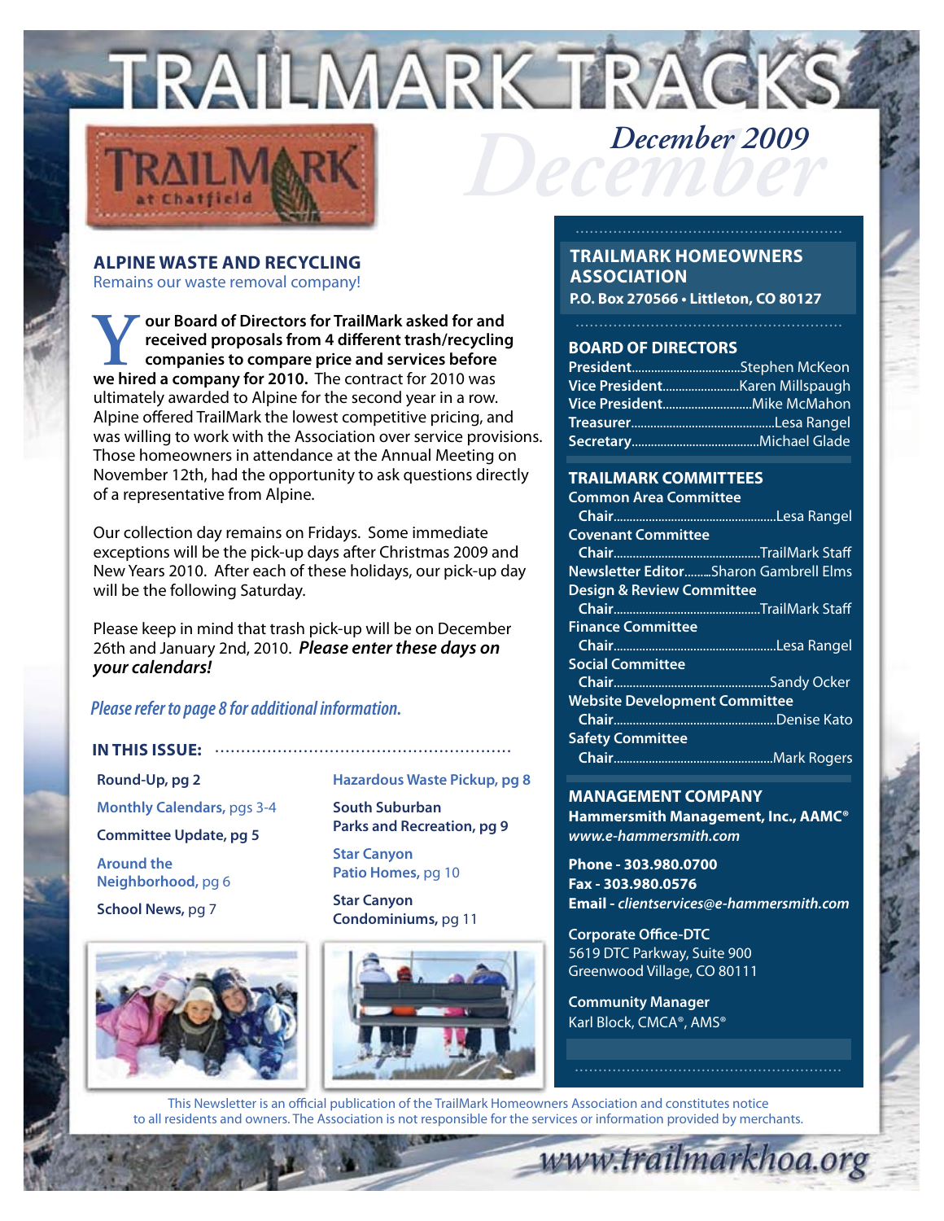# TRAILMARK TRACKS

TrailMark at Chatfield

*December 2009*

## ALPINE WASTE AND RECYCLING

Remains our waste removal company!

**Your Board of Directors for TrailMark asked for and received proposals from 4 different trash/recycling companies to compare price and services before we hired a company for 2010.** The contract for 2010 was ultimately awarded to Alpine for the second year in a row. Alpine offered TrailMark the lowest competitive pricing, and was willing to work with the Association over service provisions. Those homeowners in attendance at the Annual Meeting on November 12th, had the opportunity to ask questions directly of a representative from Alpine.

Our collection day remains on Fridays. Some immediate exceptions will be the pick-up days after Christmas 2009 and New Years 2010. After each of these holidays, our pick-up day will be the following Saturday.

Please keep in mind that trash pick-up will be on December 26th and January 2nd, 2010. ***Please enter these days on your calendars!***

*Please refer to page 8 for additional information.*

### IN THIS ISSUE:

- Round-Up, pg 2
- Monthly Calendars, pgs 3-4
- Committee Update, pg 5
- Around the Neighborhood, pg 6
- School News, pg 7
- Hazardous Waste Pickup, pg 8
- South Suburban Parks and Recreation, pg 9
- Star Canyon Patio Homes, pg 10
- Star Canyon Condominiums, pg 11

## TRAILMARK HOMEOWNERS ASSOCIATION

**P.O. Box 270566 • Littleton, CO 80127**

### BOARD OF DIRECTORS

- **President**........Stephen McKeon
- **Vice President**........Karen Millspaugh
- **Vice President**........Mike McMahon
- **Treasurer**........Lesa Rangel
- **Secretary**........Michael Glade

### TRAILMARK COMMITTEES

**Common Area Committee**
- **Chair**........Lesa Rangel

**Covenant Committee**
- **Chair**........TrailMark Staff

**Newsletter Editor**........Sharon Gambrell Elms

**Design & Review Committee**
- **Chair**........TrailMark Staff

**Finance Committee**
- **Chair**........Lesa Rangel

**Social Committee**
- **Chair**........Sandy Ocker

**Website Development Committee**
- **Chair**........Denise Kato

**Safety Committee**
- **Chair**........Mark Rogers

### MANAGEMENT COMPANY

**Hammersmith Management, Inc., AAMC®**
*www.e-hammersmith.com*

**Phone - 303.980.0700**
**Fax - 303.980.0576**
**Email -** *clientservices@e-hammersmith.com*

**Corporate Office-DTC**
5619 DTC Parkway, Suite 900
Greenwood Village, CO 80111

**Community Manager**
Karl Block, CMCA®, AMS®

This Newsletter is an official publication of the TrailMark Homeowners Association and constitutes notice to all residents and owners. The Association is not responsible for the services or information provided by merchants.

www.trailmarkhoa.org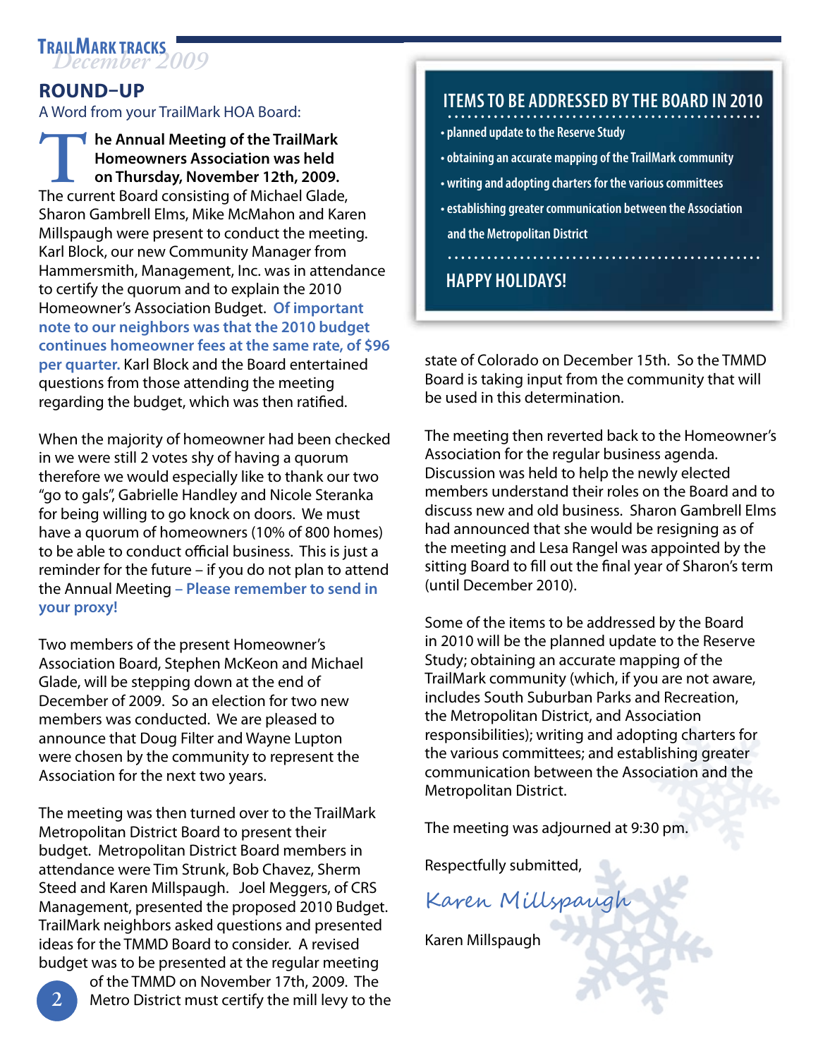## ROUND–UP

A Word from your TrailMark HOA Board:

**The Annual Meeting of the TrailMark Homeowners Association was held on Thursday, November 12th, 2009.** The current Board consisting of Michael Glade, Sharon Gambrell Elms, Mike McMahon and Karen Millspaugh were present to conduct the meeting. Karl Block, our new Community Manager from Hammersmith, Management, Inc. was in attendance to certify the quorum and to explain the 2010 Homeowner's Association Budget. **Of important note to our neighbors was that the 2010 budget continues homeowner fees at the same rate, of $96 per quarter.** Karl Block and the Board entertained questions from those attending the meeting regarding the budget, which was then ratified.

When the majority of homeowner had been checked in we were still 2 votes shy of having a quorum therefore we would especially like to thank our two "go to gals", Gabrielle Handley and Nicole Steranka for being willing to go knock on doors. We must have a quorum of homeowners (10% of 800 homes) to be able to conduct official business. This is just a reminder for the future – if you do not plan to attend the Annual Meeting **– Please remember to send in your proxy!**

Two members of the present Homeowner's Association Board, Stephen McKeon and Michael Glade, will be stepping down at the end of December of 2009. So an election for two new members was conducted. We are pleased to announce that Doug Filter and Wayne Lupton were chosen by the community to represent the Association for the next two years.

The meeting was then turned over to the TrailMark Metropolitan District Board to present their budget. Metropolitan District Board members in attendance were Tim Strunk, Bob Chavez, Sherm Steed and Karen Millspaugh. Joel Meggers, of CRS Management, presented the proposed 2010 Budget. TrailMark neighbors asked questions and presented ideas for the TMMD Board to consider. A revised budget was to be presented at the regular meeting of the TMMD on November 17th, 2009. The Metro District must certify the mill levy to the state of Colorado on December 15th. So the TMMD Board is taking input from the community that will be used in this determination.

The meeting then reverted back to the Homeowner's Association for the regular business agenda. Discussion was held to help the newly elected members understand their roles on the Board and to discuss new and old business. Sharon Gambrell Elms had announced that she would be resigning as of the meeting and Lesa Rangel was appointed by the sitting Board to fill out the final year of Sharon's term (until December 2010).

Some of the items to be addressed by the Board in 2010 will be the planned update to the Reserve Study; obtaining an accurate mapping of the TrailMark community (which, if you are not aware, includes South Suburban Parks and Recreation, the Metropolitan District, and Association responsibilities); writing and adopting charters for the various committees; and establishing greater communication between the Association and the Metropolitan District.

The meeting was adjourned at 9:30 pm.

Respectfully submitted,

*Karen Millspaugh*

Karen Millspaugh

### ITEMS TO BE ADDRESSED BY THE BOARD IN 2010

- planned update to the Reserve Study
- obtaining an accurate mapping of the TrailMark community
- writing and adopting charters for the various committees
- establishing greater communication between the Association and the Metropolitan District

### HAPPY HOLIDAYS!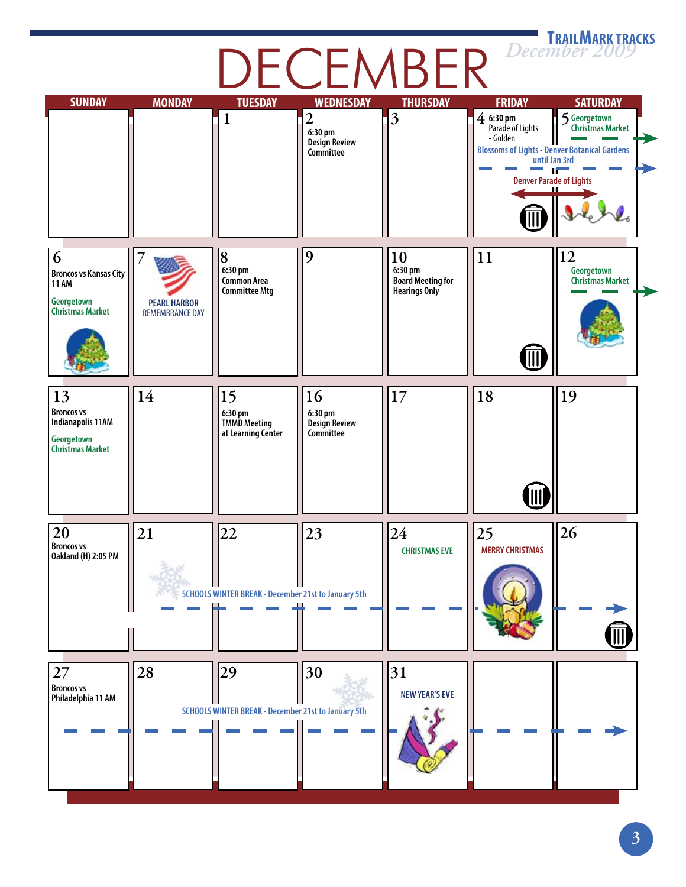# DECEMBER

| SUNDAY | MONDAY | TUESDAY | WEDNESDAY | THURSDAY | FRIDAY | SATURDAY |
|---|---|---|---|---|---|---|
| | | 1 | 2<br>6:30 pm<br>Design Review Committee | 3 | 4<br>6:30 pm<br>Parade of Lights - Golden<br>Blossoms of Lights - Denver Botanical Gardens until Jan 3rd<br>Denver Parade of Lights | 5<br>Georgetown Christmas Market |
| 6<br>Broncos vs Kansas City 11 AM<br>Georgetown Christmas Market | 7<br>PEARL HARBOR REMEMBRANCE DAY | 8<br>6:30 pm<br>Common Area Committee Mtg | 9 | 10<br>6:30 pm<br>Board Meeting for Hearings Only | 11 | 12<br>Georgetown Christmas Market |
| 13<br>Broncos vs Indianapolis 11AM<br>Georgetown Christmas Market | 14 | 15<br>6:30 pm<br>TMMD Meeting at Learning Center | 16<br>6:30 pm<br>Design Review Committee | 17 | 18 | 19 |
| 20<br>Broncos vs Oakland (H) 2:05 PM | 21<br>SCHOOLS WINTER BREAK - December 21st to January 5th | 22 | 23 | 24<br>CHRISTMAS EVE | 25<br>MERRY CHRISTMAS | 26 |
| 27<br>Broncos vs Philadelphia 11 AM | 28<br>SCHOOLS WINTER BREAK - December 21st to January 5th | 29 | 30 | 31<br>NEW YEAR'S EVE | | |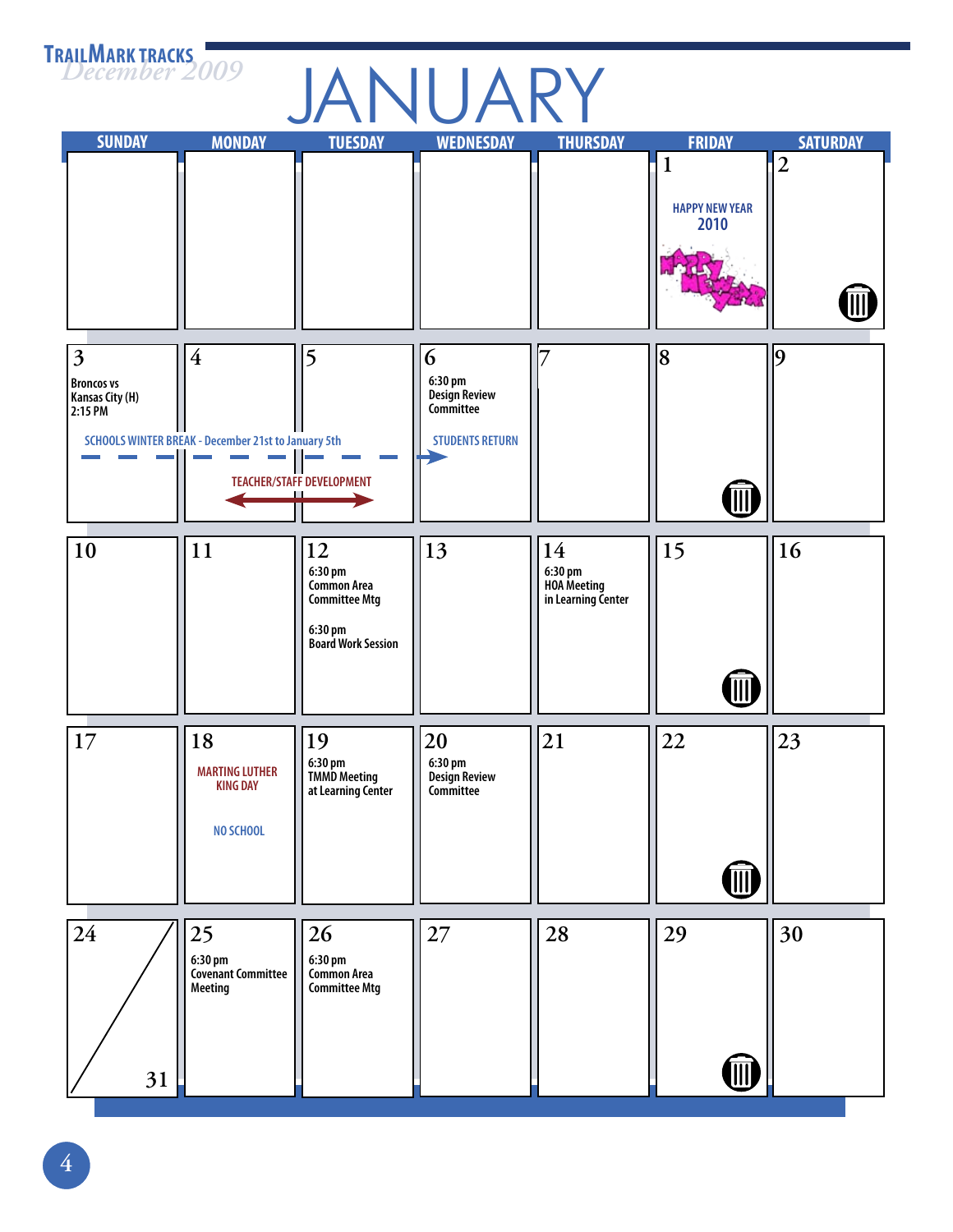# JANUARY

| SUNDAY | MONDAY | TUESDAY | WEDNESDAY | THURSDAY | FRIDAY | SATURDAY |
|---|---|---|---|---|---|---|
| | | | | | 1 HAPPY NEW YEAR 2010 | 2 |
| 3 Broncos vs Kansas City (H) 2:15 PM | 4 | 5 | 6 6:30 pm Design Review Committee STUDENTS RETURN | 7 | 8 | 9 |
| 10 | 11 | 12 6:30 pm Common Area Committee Mtg 6:30 pm Board Work Session | 13 | 14 6:30 pm HOA Meeting in Learning Center | 15 | 16 |
| 17 | 18 MARTING LUTHER KING DAY NO SCHOOL | 19 6:30 pm TMMD Meeting at Learning Center | 20 6:30 pm Design Review Committee | 21 | 22 | 23 |
| 24 / 31 | 25 6:30 pm Covenant Committee Meeting | 26 6:30 pm Common Area Committee Mtg | 27 | 28 | 29 | 30 |

SCHOOLS WINTER BREAK - December 21st to January 5th

TEACHER/STAFF DEVELOPMENT (January 4–5)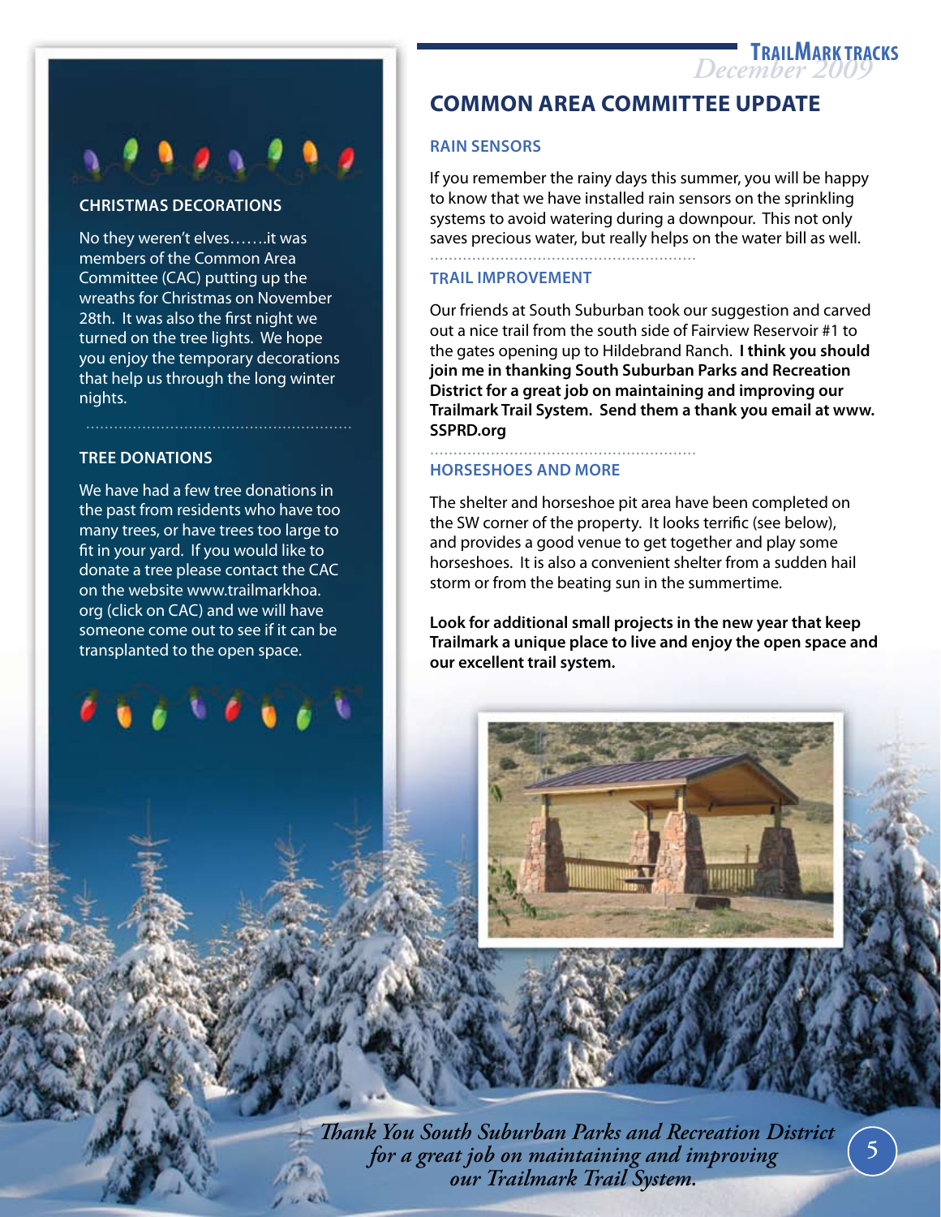## CHRISTMAS DECORATIONS

No they weren't elves…….it was members of the Common Area Committee (CAC) putting up the wreaths for Christmas on November 28th. It was also the first night we turned on the tree lights. We hope you enjoy the temporary decorations that help us through the long winter nights.

## TREE DONATIONS

We have had a few tree donations in the past from residents who have too many trees, or have trees too large to fit in your yard. If you would like to donate a tree please contact the CAC on the website www.trailmarkhoa.org (click on CAC) and we will have someone come out to see if it can be transplanted to the open space.

# COMMON AREA COMMITTEE UPDATE

## RAIN SENSORS

If you remember the rainy days this summer, you will be happy to know that we have installed rain sensors on the sprinkling systems to avoid watering during a downpour. This not only saves precious water, but really helps on the water bill as well.

## TRAIL IMPROVEMENT

Our friends at South Suburban took our suggestion and carved out a nice trail from the south side of Fairview Reservoir #1 to the gates opening up to Hildebrand Ranch. **I think you should join me in thanking South Suburban Parks and Recreation District for a great job on maintaining and improving our Trailmark Trail System. Send them a thank you email at www.SSPRD.org**

## HORSESHOES AND MORE

The shelter and horseshoe pit area have been completed on the SW corner of the property. It looks terrific (see below), and provides a good venue to get together and play some horseshoes. It is also a convenient shelter from a sudden hail storm or from the beating sun in the summertime.

**Look for additional small projects in the new year that keep Trailmark a unique place to live and enjoy the open space and our excellent trail system.**

*Thank You South Suburban Parks and Recreation District for a great job on maintaining and improving our Trailmark Trail System.*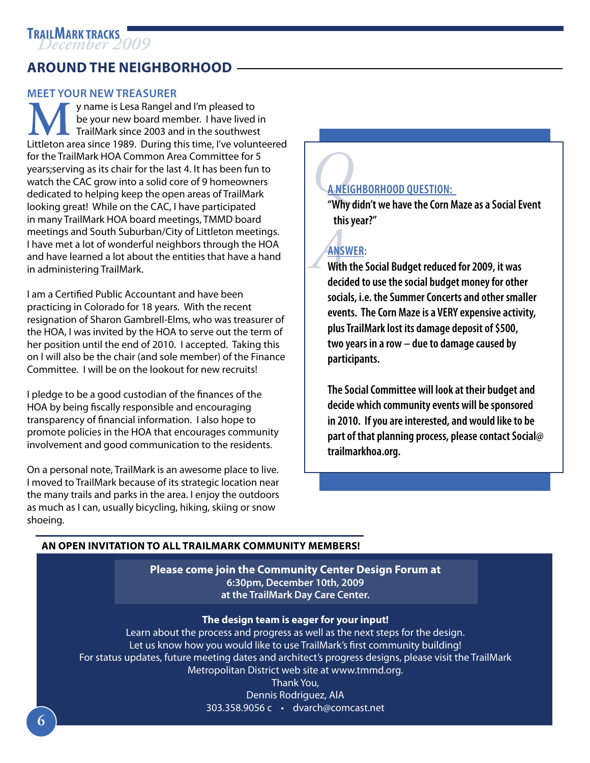## AROUND THE NEIGHBORHOOD

### MEET YOUR NEW TREASURER

My name is Lesa Rangel and I'm pleased to be your new board member. I have lived in TrailMark since 2003 and in the southwest Littleton area since 1989. During this time, I've volunteered for the TrailMark HOA Common Area Committee for 5 years;serving as its chair for the last 4. It has been fun to watch the CAC grow into a solid core of 9 homeowners dedicated to helping keep the open areas of TrailMark looking great! While on the CAC, I have participated in many TrailMark HOA board meetings, TMMD board meetings and South Suburban/City of Littleton meetings. I have met a lot of wonderful neighbors through the HOA and have learned a lot about the entities that have a hand in administering TrailMark.

I am a Certified Public Accountant and have been practicing in Colorado for 18 years. With the recent resignation of Sharon Gambrell-Elms, who was treasurer of the HOA, I was invited by the HOA to serve out the term of her position until the end of 2010. I accepted. Taking this on I will also be the chair (and sole member) of the Finance Committee. I will be on the lookout for new recruits!

I pledge to be a good custodian of the finances of the HOA by being fiscally responsible and encouraging transparency of financial information. I also hope to promote policies in the HOA that encourages community involvement and good communication to the residents.

On a personal note, TrailMark is an awesome place to live. I moved to TrailMark because of its strategic location near the many trails and parks in the area. I enjoy the outdoors as much as I can, usually bicycling, hiking, skiing or snow shoeing.

### A NEIGHBORHOOD QUESTION:

**"Why didn't we have the Corn Maze as a Social Event this year?"**

### ANSWER:

**With the Social Budget reduced for 2009, it was decided to use the social budget money for other socials, i.e. the Summer Concerts and other smaller events. The Corn Maze is a VERY expensive activity, plus TrailMark lost its damage deposit of $500, two years in a row – due to damage caused by participants.**

**The Social Committee will look at their budget and decide which community events will be sponsored in 2010. If you are interested, and would like to be part of that planning process, please contact Social@trailmarkhoa.org.**

### AN OPEN INVITATION TO ALL TRAILMARK COMMUNITY MEMBERS!

**Please come join the Community Center Design Forum at**
**6:30pm, December 10th, 2009**
**at the TrailMark Day Care Center.**

**The design team is eager for your input!**

Learn about the process and progress as well as the next steps for the design.
Let us know how you would like to use TrailMark's first community building!
For status updates, future meeting dates and architect's progress designs, please visit the TrailMark Metropolitan District web site at www.tmmd.org.

Thank You,
Dennis Rodriguez, AIA
303.358.9056 c • dvarch@comcast.net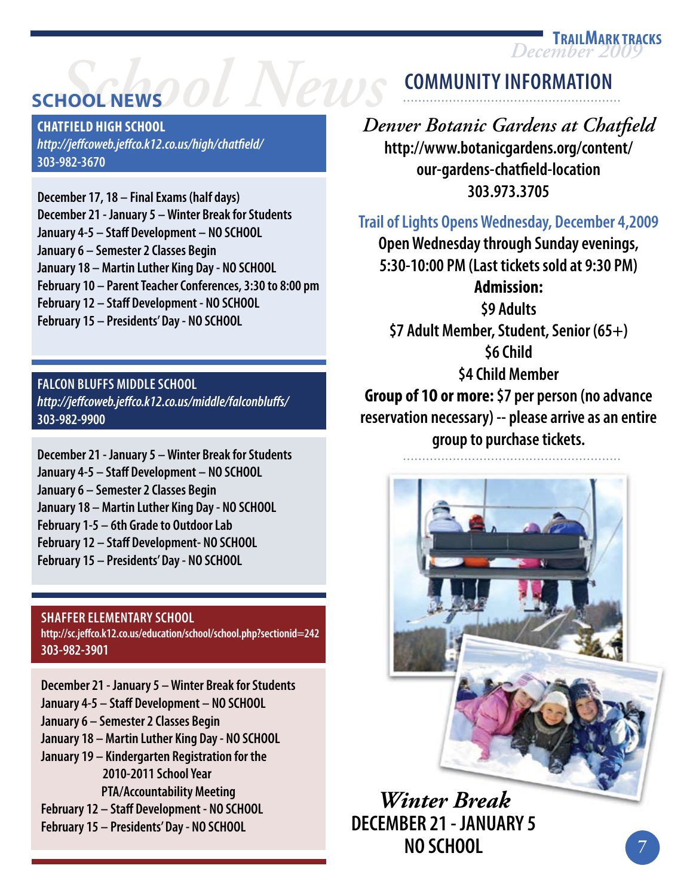# SCHOOL NEWS

## CHATFIELD HIGH SCHOOL

*http://jeffcoweb.jeffco.k12.co.us/high/chatfield/*
303-982-3670

- December 17, 18 – Final Exams (half days)
- December 21 - January 5 – Winter Break for Students
- January 4-5 – Staff Development – NO SCHOOL
- January 6 – Semester 2 Classes Begin
- January 18 – Martin Luther King Day - NO SCHOOL
- February 10 – Parent Teacher Conferences, 3:30 to 8:00 pm
- February 12 – Staff Development - NO SCHOOL
- February 15 – Presidents' Day - NO SCHOOL

## FALCON BLUFFS MIDDLE SCHOOL

*http://jeffcoweb.jeffco.k12.co.us/middle/falconbluffs/*
303-982-9900

- December 21 - January 5 – Winter Break for Students
- January 4-5 – Staff Development – NO SCHOOL
- January 6 – Semester 2 Classes Begin
- January 18 – Martin Luther King Day - NO SCHOOL
- February 1-5 – 6th Grade to Outdoor Lab
- February 12 – Staff Development- NO SCHOOL
- February 15 – Presidents' Day - NO SCHOOL

## SHAFFER ELEMENTARY SCHOOL

http://sc.jeffco.k12.co.us/education/school/school.php?sectionid=242
303-982-3901

- December 21 - January 5 – Winter Break for Students
- January 4-5 – Staff Development – NO SCHOOL
- January 6 – Semester 2 Classes Begin
- January 18 – Martin Luther King Day - NO SCHOOL
- January 19 – Kindergarten Registration for the 2010-2011 School Year
  PTA/Accountability Meeting
- February 12 – Staff Development - NO SCHOOL
- February 15 – Presidents' Day - NO SCHOOL

# COMMUNITY INFORMATION

### *Denver Botanic Gardens at Chatfield*

**http://www.botanicgardens.org/content/our-gardens-chatfield-location**
**303.973.3705**

### Trail of Lights Opens Wednesday, December 4,2009

**Open Wednesday through Sunday evenings, 5:30-10:00 PM (Last tickets sold at 9:30 PM)**

**Admission:**

$9 Adults
$7 Adult Member, Student, Senior (65+)
$6 Child
$4 Child Member

**Group of 10 or more:** $7 per person (no advance reservation necessary) -- please arrive as an entire group to purchase tickets.

### *Winter Break*

**DECEMBER 21 - JANUARY 5**
**NO SCHOOL**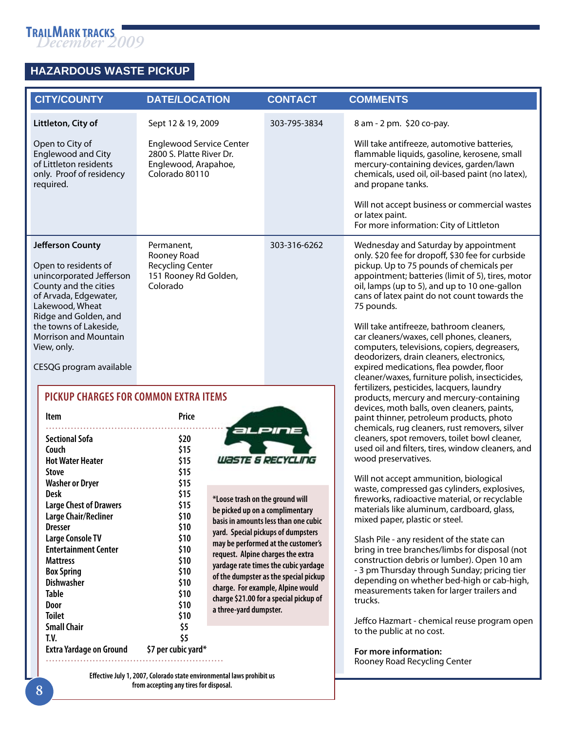## HAZARDOUS WASTE PICKUP

| CITY/COUNTY | DATE/LOCATION | CONTACT | COMMENTS |
|---|---|---|---|
| **Littleton, City of**<br><br>Open to City of Englewood and City of Littleton residents only. Proof of residency required. | Sept 12 & 19, 2009<br><br>Englewood Service Center 2800 S. Platte River Dr. Englewood, Arapahoe, Colorado 80110 | 303-795-3834 | 8 am - 2 pm. $20 co-pay.<br><br>Will take antifreeze, automotive batteries, flammable liquids, gasoline, kerosene, small mercury-containing devices, garden/lawn chemicals, used oil, oil-based paint (no latex), and propane tanks.<br><br>Will not accept business or commercial wastes or latex paint.<br>For more information: City of Littleton |
| **Jefferson County**<br><br>Open to residents of unincorporated Jefferson County and the cities of Arvada, Edgewater, Lakewood, Wheat Ridge and Golden, and the towns of Lakeside, Morrison and Mountain View, only.<br><br>CESQG program available | Permanent, Rooney Road Recycling Center 151 Rooney Rd Golden, Colorado | 303-316-6262 | Wednesday and Saturday by appointment only. $20 fee for dropoff, $30 fee for curbside pickup. Up to 75 pounds of chemicals per appointment; batteries (limit of 5), tires, motor oil, lamps (up to 5), and up to 10 one-gallon cans of latex paint do not count towards the 75 pounds.<br><br>Will take antifreeze, bathroom cleaners, car cleaners/waxes, cell phones, cleaners, computers, televisions, copiers, degreasers, deodorizers, drain cleaners, electronics, expired medications, flea powder, floor cleaner/waxes, furniture polish, insecticides, fertilizers, pesticides, lacquers, laundry products, mercury and mercury-containing devices, moth balls, oven cleaners, paints, paint thinner, petroleum products, photo chemicals, rug cleaners, rust removers, silver cleaners, spot removers, toilet bowl cleaner, used oil and filters, tires, window cleaners, and wood preservatives.<br><br>Will not accept ammunition, biological waste, compressed gas cylinders, explosives, fireworks, radioactive material, or recyclable materials like aluminum, cardboard, glass, mixed paper, plastic or steel.<br><br>Slash Pile - any resident of the state can bring in tree branches/limbs for disposal (not construction debris or lumber). Open 10 am - 3 pm Thursday through Sunday; pricing tier depending on whether bed-high or cab-high, measurements taken for larger trailers and trucks.<br><br>Jeffco Hazmart - chemical reuse program open to the public at no cost.<br><br>**For more information:**<br>Rooney Road Recycling Center |

### PICKUP CHARGES FOR COMMON EXTRA ITEMS

ALPINE WASTE & RECYCLING

| Item | Price |
|---|---|
| Sectional Sofa | $20 |
| Couch | $15 |
| Hot Water Heater | $15 |
| Stove | $15 |
| Washer or Dryer | $15 |
| Desk | $15 |
| Large Chest of Drawers | $15 |
| Large Chair/Recliner | $10 |
| Dresser | $10 |
| Large Console TV | $10 |
| Entertainment Center | $10 |
| Mattress | $10 |
| Box Spring | $10 |
| Dishwasher | $10 |
| Table | $10 |
| Door | $10 |
| Toilet | $10 |
| Small Chair | $5 |
| T.V. | $5 |
| Extra Yardage on Ground | $7 per cubic yard* |

*Loose trash on the ground will be picked up on a complimentary basis in amounts less than one cubic yard. Special pickups of dumpsters may be performed at the customer's request. Alpine charges the extra yardage rate times the cubic yardage of the dumpster as the special pickup charge. For example, Alpine would charge $21.00 for a special pickup of a three-yard dumpster.

Effective July 1, 2007, Colorado state environmental laws prohibit us from accepting any tires for disposal.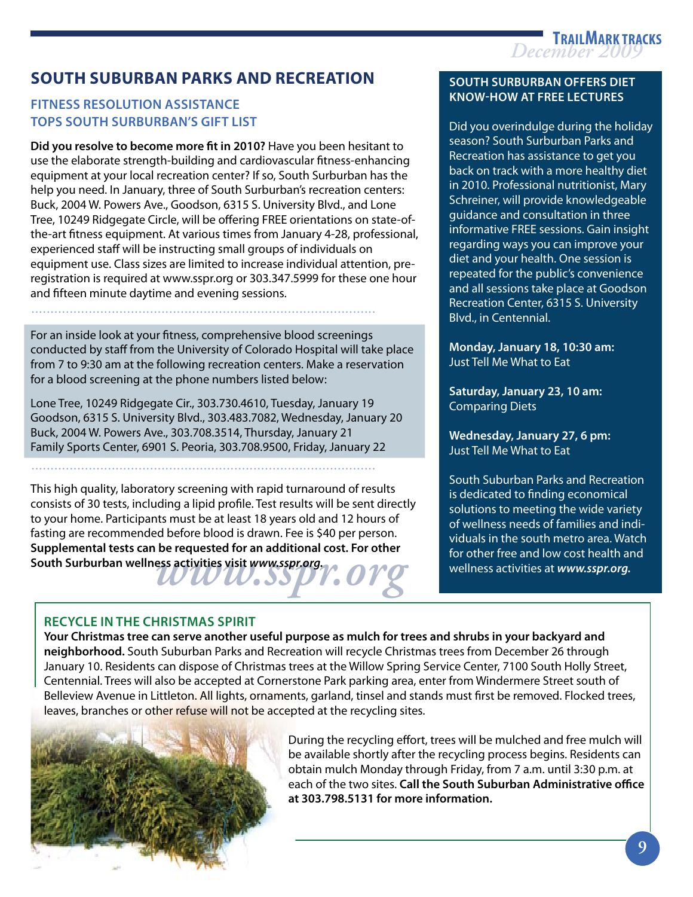# SOUTH SUBURBAN PARKS AND RECREATION

## FITNESS RESOLUTION ASSISTANCE TOPS SOUTH SUBURBAN'S GIFT LIST

**Did you resolve to become more fit in 2010?** Have you been hesitant to use the elaborate strength-building and cardiovascular fitness-enhancing equipment at your local recreation center? If so, South Surburban has the help you need. In January, three of South Surburban's recreation centers: Buck, 2004 W. Powers Ave., Goodson, 6315 S. University Blvd., and Lone Tree, 10249 Ridgegate Circle, will be offering FREE orientations on state-of-the-art fitness equipment. At various times from January 4-28, professional, experienced staff will be instructing small groups of individuals on equipment use. Class sizes are limited to increase individual attention, pre-registration is required at www.sspr.org or 303.347.5999 for these one hour and fifteen minute daytime and evening sessions.

For an inside look at your fitness, comprehensive blood screenings conducted by staff from the University of Colorado Hospital will take place from 7 to 9:30 am at the following recreation centers. Make a reservation for a blood screening at the phone numbers listed below:

Lone Tree, 10249 Ridgegate Cir., 303.730.4610, Tuesday, January 19
Goodson, 6315 S. University Blvd., 303.483.7082, Wednesday, January 20
Buck, 2004 W. Powers Ave., 303.708.3514, Thursday, January 21
Family Sports Center, 6901 S. Peoria, 303.708.9500, Friday, January 22

This high quality, laboratory screening with rapid turnaround of results consists of 30 tests, including a lipid profile. Test results will be sent directly to your home. Participants must be at least 18 years old and 12 hours of fasting are recommended before blood is drawn. Fee is $40 per person. **Supplemental tests can be requested for an additional cost. For other South Surburban wellness activities visit *www.sspr.org*.**

*www.sspr.org*

## SOUTH SURBURBAN OFFERS DIET KNOW-HOW AT FREE LECTURES

Did you overindulge during the holiday season? South Surburban Parks and Recreation has assistance to get you back on track with a more healthy diet in 2010. Professional nutritionist, Mary Schreiner, will provide knowledgeable guidance and consultation in three informative FREE sessions. Gain insight regarding ways you can improve your diet and your health. One session is repeated for the public's convenience and all sessions take place at Goodson Recreation Center, 6315 S. University Blvd., in Centennial.

**Monday, January 18, 10:30 am:**
Just Tell Me What to Eat

**Saturday, January 23, 10 am:**
Comparing Diets

**Wednesday, January 27, 6 pm:**
Just Tell Me What to Eat

South Suburban Parks and Recreation is dedicated to finding economical solutions to meeting the wide variety of wellness needs of families and individuals in the south metro area. Watch for other free and low cost health and wellness activities at ***www.sspr.org.***

## RECYCLE IN THE CHRISTMAS SPIRIT

**Your Christmas tree can serve another useful purpose as mulch for trees and shrubs in your backyard and neighborhood.** South Suburban Parks and Recreation will recycle Christmas trees from December 26 through January 10. Residents can dispose of Christmas trees at the Willow Spring Service Center, 7100 South Holly Street, Centennial. Trees will also be accepted at Cornerstone Park parking area, enter from Windermere Street south of Belleview Avenue in Littleton. All lights, ornaments, garland, tinsel and stands must first be removed. Flocked trees, leaves, branches or other refuse will not be accepted at the recycling sites.

During the recycling effort, trees will be mulched and free mulch will be available shortly after the recycling process begins. Residents can obtain mulch Monday through Friday, from 7 a.m. until 3:30 p.m. at each of the two sites. **Call the South Suburban Administrative office at 303.798.5131 for more information.**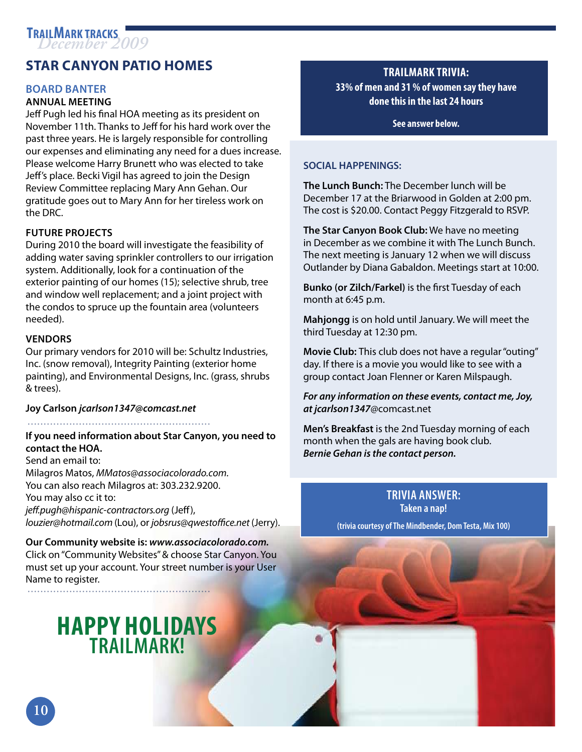# STAR CANYON PATIO HOMES

## BOARD BANTER

### ANNUAL MEETING

Jeff Pugh led his final HOA meeting as its president on November 11th. Thanks to Jeff for his hard work over the past three years. He is largely responsible for controlling our expenses and eliminating any need for a dues increase. Please welcome Harry Brunett who was elected to take Jeff's place. Becki Vigil has agreed to join the Design Review Committee replacing Mary Ann Gehan. Our gratitude goes out to Mary Ann for her tireless work on the DRC.

### FUTURE PROJECTS

During 2010 the board will investigate the feasibility of adding water saving sprinkler controllers to our irrigation system. Additionally, look for a continuation of the exterior painting of our homes (15); selective shrub, tree and window well replacement; and a joint project with the condos to spruce up the fountain area (volunteers needed).

### VENDORS

Our primary vendors for 2010 will be: Schultz Industries, Inc. (snow removal), Integrity Painting (exterior home painting), and Environmental Designs, Inc. (grass, shrubs & trees).

**Joy Carlson** ***jcarlson1347@comcast.net***

---

**If you need information about Star Canyon, you need to contact the HOA.**
Send an email to:
Milagros Matos, *MMatos@associacolorado.com.*
You can also reach Milagros at: 303.232.9200.
You may also cc it to:
*jeff.pugh@hispanic-contractors.org* (Jeff),
*louzier@hotmail.com* (Lou), or *jobsrus@qwestoffice.net* (Jerry).

**Our Community website is:** ***www.associacolorado.com.***
Click on "Community Websites" & choose Star Canyon. You must set up your account. Your street number is your User Name to register.

---

**TRAILMARK TRIVIA:**
**33% of men and 31 % of women say they have done this in the last 24 hours**

**See answer below.**

### SOCIAL HAPPENINGS:

**The Lunch Bunch:** The December lunch will be December 17 at the Briarwood in Golden at 2:00 pm. The cost is $20.00. Contact Peggy Fitzgerald to RSVP.

**The Star Canyon Book Club:** We have no meeting in December as we combine it with The Lunch Bunch. The next meeting is January 12 when we will discuss Outlander by Diana Gabaldon. Meetings start at 10:00.

**Bunko (or Zilch/Farkel)** is the first Tuesday of each month at 6:45 p.m.

**Mahjongg** is on hold until January. We will meet the third Tuesday at 12:30 pm.

**Movie Club:** This club does not have a regular "outing" day. If there is a movie you would like to see with a group contact Joan Flenner or Karen Milspaugh.

***For any information on these events, contact me, Joy, at jcarlson1347***@comcast.net

**Men's Breakfast** is the 2nd Tuesday morning of each month when the gals are having book club.
***Bernie Gehan is the contact person.***

**TRIVIA ANSWER:**
**Taken a nap!**
**(trivia courtesy of The Mindbender, Dom Testa, Mix 100)**

## HAPPY HOLIDAYS TRAILMARK!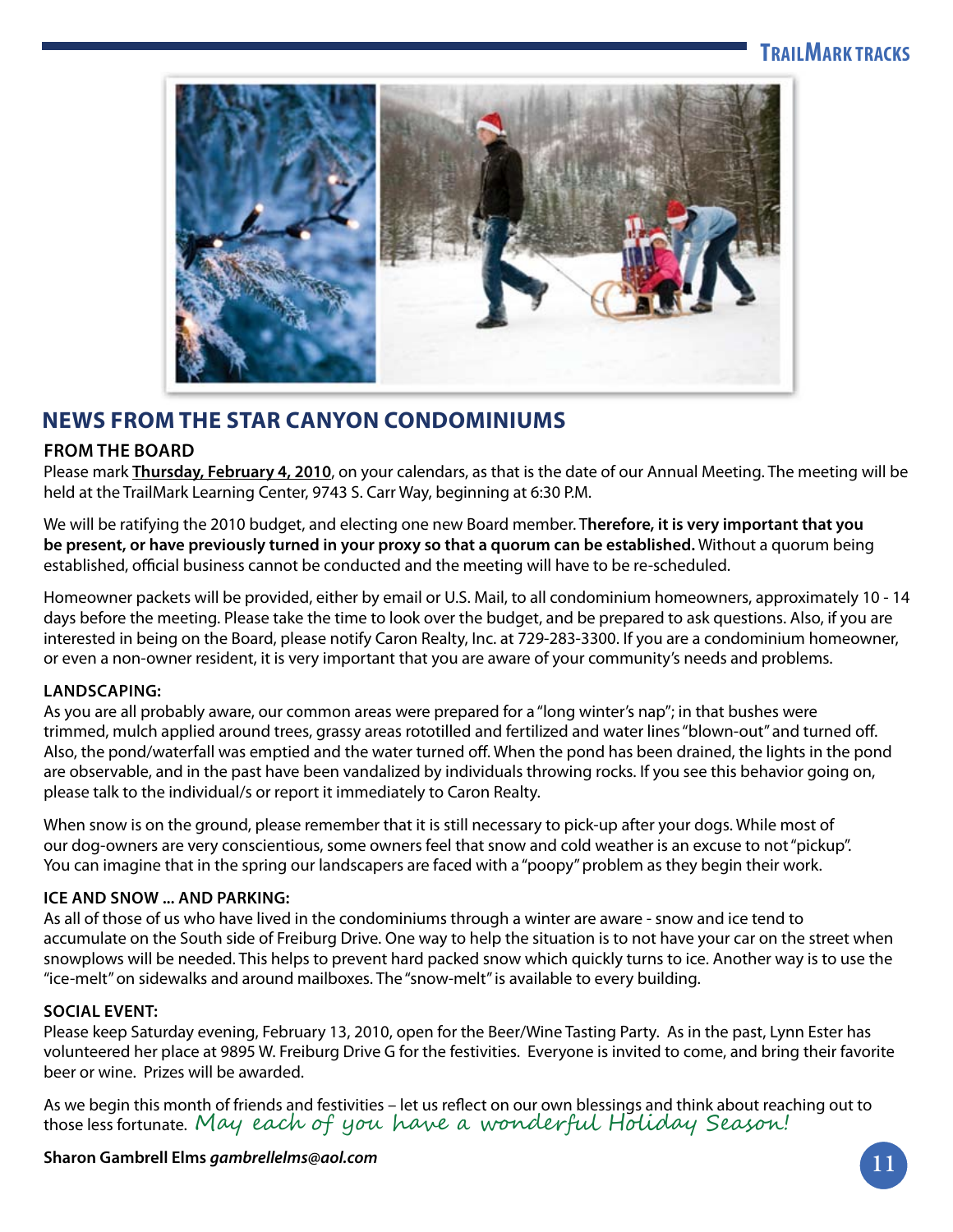## NEWS FROM THE STAR CANYON CONDOMINIUMS

### FROM THE BOARD

Please mark **Thursday, February 4, 2010**, on your calendars, as that is the date of our Annual Meeting. The meeting will be held at the TrailMark Learning Center, 9743 S. Carr Way, beginning at 6:30 P.M.

We will be ratifying the 2010 budget, and electing one new Board member. **Therefore, it is very important that you be present, or have previously turned in your proxy so that a quorum can be established.** Without a quorum being established, official business cannot be conducted and the meeting will have to be re-scheduled.

Homeowner packets will be provided, either by email or U.S. Mail, to all condominium homeowners, approximately 10 - 14 days before the meeting. Please take the time to look over the budget, and be prepared to ask questions. Also, if you are interested in being on the Board, please notify Caron Realty, Inc. at 729-283-3300. If you are a condominium homeowner, or even a non-owner resident, it is very important that you are aware of your community's needs and problems.

### LANDSCAPING:

As you are all probably aware, our common areas were prepared for a "long winter's nap"; in that bushes were trimmed, mulch applied around trees, grassy areas rototilled and fertilized and water lines "blown-out" and turned off. Also, the pond/waterfall was emptied and the water turned off. When the pond has been drained, the lights in the pond are observable, and in the past have been vandalized by individuals throwing rocks. If you see this behavior going on, please talk to the individual/s or report it immediately to Caron Realty.

When snow is on the ground, please remember that it is still necessary to pick-up after your dogs. While most of our dog-owners are very conscientious, some owners feel that snow and cold weather is an excuse to not "pickup". You can imagine that in the spring our landscapers are faced with a "poopy" problem as they begin their work.

### ICE AND SNOW ... AND PARKING:

As all of those of us who have lived in the condominiums through a winter are aware - snow and ice tend to accumulate on the South side of Freiburg Drive. One way to help the situation is to not have your car on the street when snowplows will be needed. This helps to prevent hard packed snow which quickly turns to ice. Another way is to use the "ice-melt" on sidewalks and around mailboxes. The "snow-melt" is available to every building.

### SOCIAL EVENT:

Please keep Saturday evening, February 13, 2010, open for the Beer/Wine Tasting Party. As in the past, Lynn Ester has volunteered her place at 9895 W. Freiburg Drive G for the festivities. Everyone is invited to come, and bring their favorite beer or wine. Prizes will be awarded.

As we begin this month of friends and festivities – let us reflect on our own blessings and think about reaching out to those less fortunate. *May each of you have a wonderful Holiday Season!*

**Sharon Gambrell Elms** ***gambrellelms@aol.com***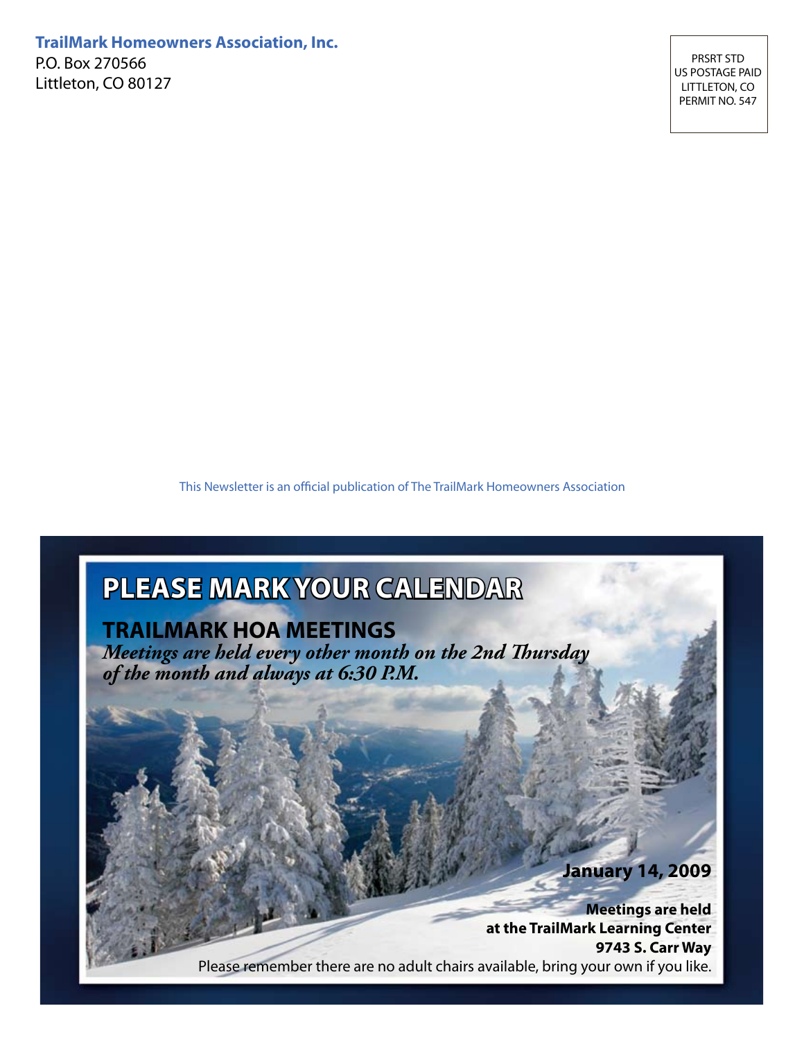**TrailMark Homeowners Association, Inc.**
P.O. Box 270566
Littleton, CO 80127

PRSRT STD
US POSTAGE PAID
LITTLETON, CO
PERMIT NO. 547

This Newsletter is an official publication of The TrailMark Homeowners Association

# PLEASE MARK YOUR CALENDAR

## TRAILMARK HOA MEETINGS

***Meetings are held every other month on the 2nd Thursday of the month and always at 6:30 P.M.***

**January 14, 2009**

**Meetings are held**
**at the TrailMark Learning Center**
**9743 S. Carr Way**

Please remember there are no adult chairs available, bring your own if you like.